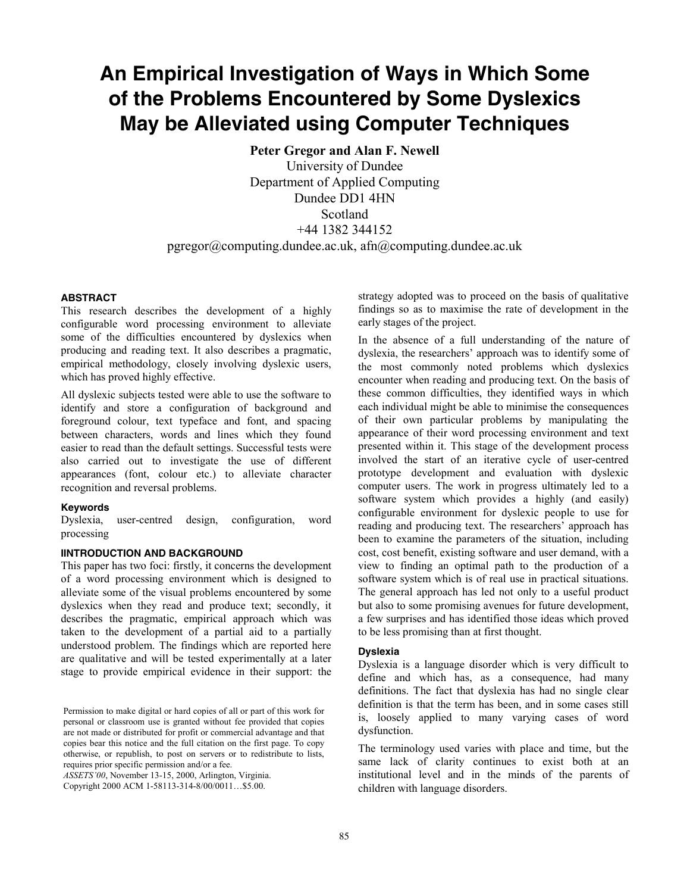# An Empirical Investigation of Ways in Which Some of the Problems Encountered by Some Dyslexics May be Alleviated using Computer Techniques

**Peter Gregor and Alan F. Newell**
University of Dundee
Department of Applied Computing
Dundee DD1 4HN
Scotland
+44 1382 344152
pgregor@computing.dundee.ac.uk, afn@computing.dundee.ac.uk

### ABSTRACT

This research describes the development of a highly configurable word processing environment to alleviate some of the difficulties encountered by dyslexics when producing and reading text. It also describes a pragmatic, empirical methodology, closely involving dyslexic users, which has proved highly effective.

All dyslexic subjects tested were able to use the software to identify and store a configuration of background and foreground colour, text typeface and font, and spacing between characters, words and lines which they found easier to read than the default settings. Successful tests were also carried out to investigate the use of different appearances (font, colour etc.) to alleviate character recognition and reversal problems.

### Keywords

Dyslexia, user-centred design, configuration, word processing

### IINTRODUCTION AND BACKGROUND

This paper has two foci: firstly, it concerns the development of a word processing environment which is designed to alleviate some of the visual problems encountered by some dyslexics when they read and produce text; secondly, it describes the pragmatic, empirical approach which was taken to the development of a partial aid to a partially understood problem. The findings which are reported here are qualitative and will be tested experimentally at a later stage to provide empirical evidence in their support: the strategy adopted was to proceed on the basis of qualitative findings so as to maximise the rate of development in the early stages of the project.

In the absence of a full understanding of the nature of dyslexia, the researchers' approach was to identify some of the most commonly noted problems which dyslexics encounter when reading and producing text. On the basis of these common difficulties, they identified ways in which each individual might be able to minimise the consequences of their own particular problems by manipulating the appearance of their word processing environment and text presented within it. This stage of the development process involved the start of an iterative cycle of user-centred prototype development and evaluation with dyslexic computer users. The work in progress ultimately led to a software system which provides a highly (and easily) configurable environment for dyslexic people to use for reading and producing text. The researchers' approach has been to examine the parameters of the situation, including cost, cost benefit, existing software and user demand, with a view to finding an optimal path to the production of a software system which is of real use in practical situations. The general approach has led not only to a useful product but also to some promising avenues for future development, a few surprises and has identified those ideas which proved to be less promising than at first thought.

### Dyslexia

Dyslexia is a language disorder which is very difficult to define and which has, as a consequence, had many definitions. The fact that dyslexia has had no single clear definition is that the term has been, and in some cases still is, loosely applied to many varying cases of word dysfunction.

The terminology used varies with place and time, but the same lack of clarity continues to exist both at an institutional level and in the minds of the parents of children with language disorders.

Permission to make digital or hard copies of all or part of this work for personal or classroom use is granted without fee provided that copies are not made or distributed for profit or commercial advantage and that copies bear this notice and the full citation on the first page. To copy otherwise, or republish, to post on servers or to redistribute to lists, requires prior specific permission and/or a fee.
*ASSETS'00*, November 13-15, 2000, Arlington, Virginia.
Copyright 2000 ACM 1-58113-314-8/00/0011…$5.00.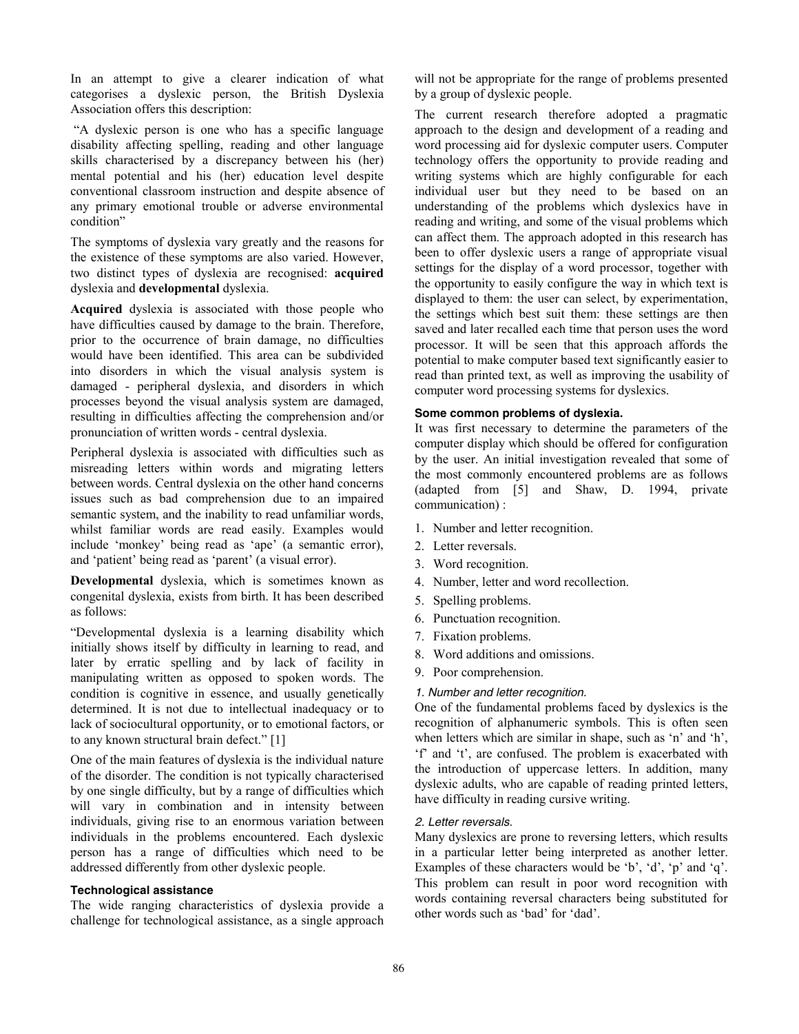In an attempt to give a clearer indication of what categorises a dyslexic person, the British Dyslexia Association offers this description:

"A dyslexic person is one who has a specific language disability affecting spelling, reading and other language skills characterised by a discrepancy between his (her) mental potential and his (her) education level despite conventional classroom instruction and despite absence of any primary emotional trouble or adverse environmental condition"

The symptoms of dyslexia vary greatly and the reasons for the existence of these symptoms are also varied. However, two distinct types of dyslexia are recognised: **acquired** dyslexia and **developmental** dyslexia.

**Acquired** dyslexia is associated with those people who have difficulties caused by damage to the brain. Therefore, prior to the occurrence of brain damage, no difficulties would have been identified. This area can be subdivided into disorders in which the visual analysis system is damaged - peripheral dyslexia, and disorders in which processes beyond the visual analysis system are damaged, resulting in difficulties affecting the comprehension and/or pronunciation of written words - central dyslexia.

Peripheral dyslexia is associated with difficulties such as misreading letters within words and migrating letters between words. Central dyslexia on the other hand concerns issues such as bad comprehension due to an impaired semantic system, and the inability to read unfamiliar words, whilst familiar words are read easily. Examples would include 'monkey' being read as 'ape' (a semantic error), and 'patient' being read as 'parent' (a visual error).

**Developmental** dyslexia, which is sometimes known as congenital dyslexia, exists from birth. It has been described as follows:

"Developmental dyslexia is a learning disability which initially shows itself by difficulty in learning to read, and later by erratic spelling and by lack of facility in manipulating written as opposed to spoken words. The condition is cognitive in essence, and usually genetically determined. It is not due to intellectual inadequacy or to lack of sociocultural opportunity, or to emotional factors, or to any known structural brain defect." [1]

One of the main features of dyslexia is the individual nature of the disorder. The condition is not typically characterised by one single difficulty, but by a range of difficulties which will vary in combination and in intensity between individuals, giving rise to an enormous variation between individuals in the problems encountered. Each dyslexic person has a range of difficulties which need to be addressed differently from other dyslexic people.

### Technological assistance

The wide ranging characteristics of dyslexia provide a challenge for technological assistance, as a single approach will not be appropriate for the range of problems presented by a group of dyslexic people.

The current research therefore adopted a pragmatic approach to the design and development of a reading and word processing aid for dyslexic computer users. Computer technology offers the opportunity to provide reading and writing systems which are highly configurable for each individual user but they need to be based on an understanding of the problems which dyslexics have in reading and writing, and some of the visual problems which can affect them. The approach adopted in this research has been to offer dyslexic users a range of appropriate visual settings for the display of a word processor, together with the opportunity to easily configure the way in which text is displayed to them: the user can select, by experimentation, the settings which best suit them: these settings are then saved and later recalled each time that person uses the word processor. It will be seen that this approach affords the potential to make computer based text significantly easier to read than printed text, as well as improving the usability of computer word processing systems for dyslexics.

### Some common problems of dyslexia.

It was first necessary to determine the parameters of the computer display which should be offered for configuration by the user. An initial investigation revealed that some of the most commonly encountered problems are as follows (adapted from [5] and Shaw, D. 1994, private communication) :

1. Number and letter recognition.
2. Letter reversals.
3. Word recognition.
4. Number, letter and word recollection.
5. Spelling problems.
6. Punctuation recognition.
7. Fixation problems.
8. Word additions and omissions.
9. Poor comprehension.

#### *1. Number and letter recognition.*

One of the fundamental problems faced by dyslexics is the recognition of alphanumeric symbols. This is often seen when letters which are similar in shape, such as 'n' and 'h', 'f' and 't', are confused. The problem is exacerbated with the introduction of uppercase letters. In addition, many dyslexic adults, who are capable of reading printed letters, have difficulty in reading cursive writing.

#### *2. Letter reversals.*

Many dyslexics are prone to reversing letters, which results in a particular letter being interpreted as another letter. Examples of these characters would be 'b', 'd', 'p' and 'q'. This problem can result in poor word recognition with words containing reversal characters being substituted for other words such as 'bad' for 'dad'.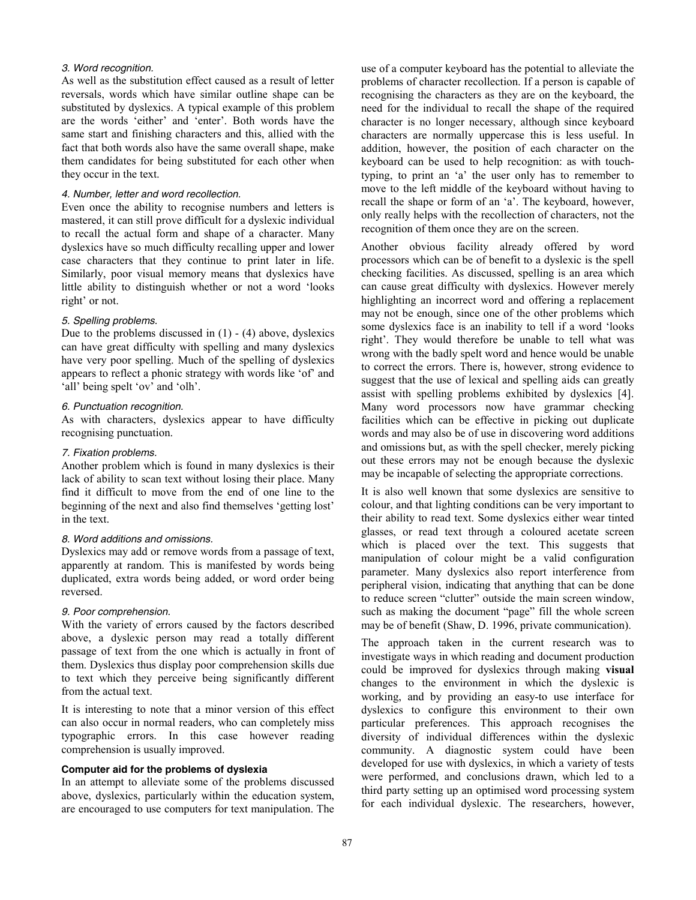*3. Word recognition.*

As well as the substitution effect caused as a result of letter reversals, words which have similar outline shape can be substituted by dyslexics. A typical example of this problem are the words 'either' and 'enter'. Both words have the same start and finishing characters and this, allied with the fact that both words also have the same overall shape, make them candidates for being substituted for each other when they occur in the text.

*4. Number, letter and word recollection.*

Even once the ability to recognise numbers and letters is mastered, it can still prove difficult for a dyslexic individual to recall the actual form and shape of a character. Many dyslexics have so much difficulty recalling upper and lower case characters that they continue to print later in life. Similarly, poor visual memory means that dyslexics have little ability to distinguish whether or not a word 'looks right' or not.

*5. Spelling problems.*

Due to the problems discussed in (1) - (4) above, dyslexics can have great difficulty with spelling and many dyslexics have very poor spelling. Much of the spelling of dyslexics appears to reflect a phonic strategy with words like 'of' and 'all' being spelt 'ov' and 'olh'.

*6. Punctuation recognition.*

As with characters, dyslexics appear to have difficulty recognising punctuation.

*7. Fixation problems.*

Another problem which is found in many dyslexics is their lack of ability to scan text without losing their place. Many find it difficult to move from the end of one line to the beginning of the next and also find themselves 'getting lost' in the text.

*8. Word additions and omissions.*

Dyslexics may add or remove words from a passage of text, apparently at random. This is manifested by words being duplicated, extra words being added, or word order being reversed.

*9. Poor comprehension.*

With the variety of errors caused by the factors described above, a dyslexic person may read a totally different passage of text from the one which is actually in front of them. Dyslexics thus display poor comprehension skills due to text which they perceive being significantly different from the actual text.

It is interesting to note that a minor version of this effect can also occur in normal readers, who can completely miss typographic errors. In this case however reading comprehension is usually improved.

**Computer aid for the problems of dyslexia**

In an attempt to alleviate some of the problems discussed above, dyslexics, particularly within the education system, are encouraged to use computers for text manipulation. The use of a computer keyboard has the potential to alleviate the problems of character recollection. If a person is capable of recognising the characters as they are on the keyboard, the need for the individual to recall the shape of the required character is no longer necessary, although since keyboard characters are normally uppercase this is less useful. In addition, however, the position of each character on the keyboard can be used to help recognition: as with touch-typing, to print an 'a' the user only has to remember to move to the left middle of the keyboard without having to recall the shape or form of an 'a'. The keyboard, however, only really helps with the recollection of characters, not the recognition of them once they are on the screen.

Another obvious facility already offered by word processors which can be of benefit to a dyslexic is the spell checking facilities. As discussed, spelling is an area which can cause great difficulty with dyslexics. However merely highlighting an incorrect word and offering a replacement may not be enough, since one of the other problems which some dyslexics face is an inability to tell if a word 'looks right'. They would therefore be unable to tell what was wrong with the badly spelt word and hence would be unable to correct the errors. There is, however, strong evidence to suggest that the use of lexical and spelling aids can greatly assist with spelling problems exhibited by dyslexics [4]. Many word processors now have grammar checking facilities which can be effective in picking out duplicate words and may also be of use in discovering word additions and omissions but, as with the spell checker, merely picking out these errors may not be enough because the dyslexic may be incapable of selecting the appropriate corrections.

It is also well known that some dyslexics are sensitive to colour, and that lighting conditions can be very important to their ability to read text. Some dyslexics either wear tinted glasses, or read text through a coloured acetate screen which is placed over the text. This suggests that manipulation of colour might be a valid configuration parameter. Many dyslexics also report interference from peripheral vision, indicating that anything that can be done to reduce screen "clutter" outside the main screen window, such as making the document "page" fill the whole screen may be of benefit (Shaw, D. 1996, private communication).

The approach taken in the current research was to investigate ways in which reading and document production could be improved for dyslexics through making **visual** changes to the environment in which the dyslexic is working, and by providing an easy-to use interface for dyslexics to configure this environment to their own particular preferences. This approach recognises the diversity of individual differences within the dyslexic community. A diagnostic system could have been developed for use with dyslexics, in which a variety of tests were performed, and conclusions drawn, which led to a third party setting up an optimised word processing system for each individual dyslexic. The researchers, however,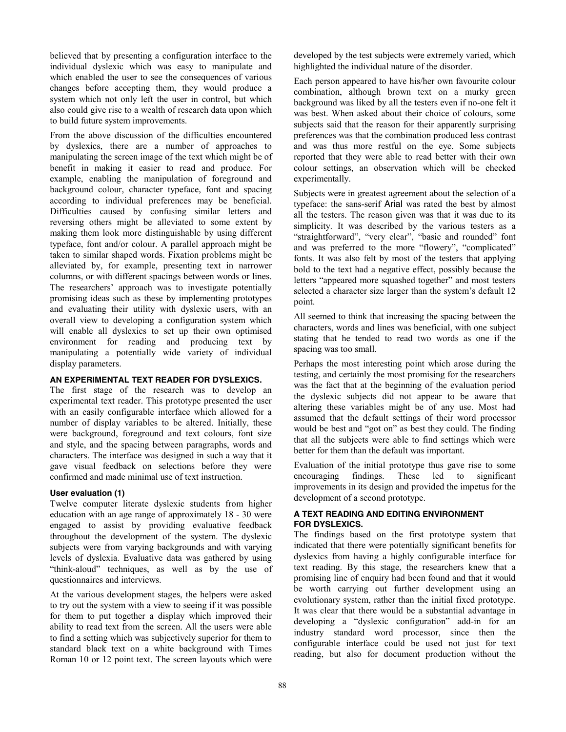believed that by presenting a configuration interface to the individual dyslexic which was easy to manipulate and which enabled the user to see the consequences of various changes before accepting them, they would produce a system which not only left the user in control, but which also could give rise to a wealth of research data upon which to build future system improvements.

From the above discussion of the difficulties encountered by dyslexics, there are a number of approaches to manipulating the screen image of the text which might be of benefit in making it easier to read and produce. For example, enabling the manipulation of foreground and background colour, character typeface, font and spacing according to individual preferences may be beneficial. Difficulties caused by confusing similar letters and reversing others might be alleviated to some extent by making them look more distinguishable by using different typeface, font and/or colour. A parallel approach might be taken to similar shaped words. Fixation problems might be alleviated by, for example, presenting text in narrower columns, or with different spacings between words or lines. The researchers' approach was to investigate potentially promising ideas such as these by implementing prototypes and evaluating their utility with dyslexic users, with an overall view to developing a configuration system which will enable all dyslexics to set up their own optimised environment for reading and producing text by manipulating a potentially wide variety of individual display parameters.

## AN EXPERIMENTAL TEXT READER FOR DYSLEXICS.

The first stage of the research was to develop an experimental text reader. This prototype presented the user with an easily configurable interface which allowed for a number of display variables to be altered. Initially, these were background, foreground and text colours, font size and style, and the spacing between paragraphs, words and characters. The interface was designed in such a way that it gave visual feedback on selections before they were confirmed and made minimal use of text instruction.

### User evaluation (1)

Twelve computer literate dyslexic students from higher education with an age range of approximately 18 - 30 were engaged to assist by providing evaluative feedback throughout the development of the system. The dyslexic subjects were from varying backgrounds and with varying levels of dyslexia. Evaluative data was gathered by using "think-aloud" techniques, as well as by the use of questionnaires and interviews.

At the various development stages, the helpers were asked to try out the system with a view to seeing if it was possible for them to put together a display which improved their ability to read text from the screen. All the users were able to find a setting which was subjectively superior for them to standard black text on a white background with Times Roman 10 or 12 point text. The screen layouts which were developed by the test subjects were extremely varied, which highlighted the individual nature of the disorder.

Each person appeared to have his/her own favourite colour combination, although brown text on a murky green background was liked by all the testers even if no-one felt it was best. When asked about their choice of colours, some subjects said that the reason for their apparently surprising preferences was that the combination produced less contrast and was thus more restful on the eye. Some subjects reported that they were able to read better with their own colour settings, an observation which will be checked experimentally.

Subjects were in greatest agreement about the selection of a typeface: the sans-serif Arial was rated the best by almost all the testers. The reason given was that it was due to its simplicity. It was described by the various testers as a "straightforward", "very clear", "basic and rounded" font and was preferred to the more "flowery", "complicated" fonts. It was also felt by most of the testers that applying bold to the text had a negative effect, possibly because the letters "appeared more squashed together" and most testers selected a character size larger than the system's default 12 point.

All seemed to think that increasing the spacing between the characters, words and lines was beneficial, with one subject stating that he tended to read two words as one if the spacing was too small.

Perhaps the most interesting point which arose during the testing, and certainly the most promising for the researchers was the fact that at the beginning of the evaluation period the dyslexic subjects did not appear to be aware that altering these variables might be of any use. Most had assumed that the default settings of their word processor would be best and "got on" as best they could. The finding that all the subjects were able to find settings which were better for them than the default was important.

Evaluation of the initial prototype thus gave rise to some encouraging findings. These led to significant improvements in its design and provided the impetus for the development of a second prototype.

## A TEXT READING AND EDITING ENVIRONMENT FOR DYSLEXICS.

The findings based on the first prototype system that indicated that there were potentially significant benefits for dyslexics from having a highly configurable interface for text reading. By this stage, the researchers knew that a promising line of enquiry had been found and that it would be worth carrying out further development using an evolutionary system, rather than the initial fixed prototype. It was clear that there would be a substantial advantage in developing a "dyslexic configuration" add-in for an industry standard word processor, since then the configurable interface could be used not just for text reading, but also for document production without the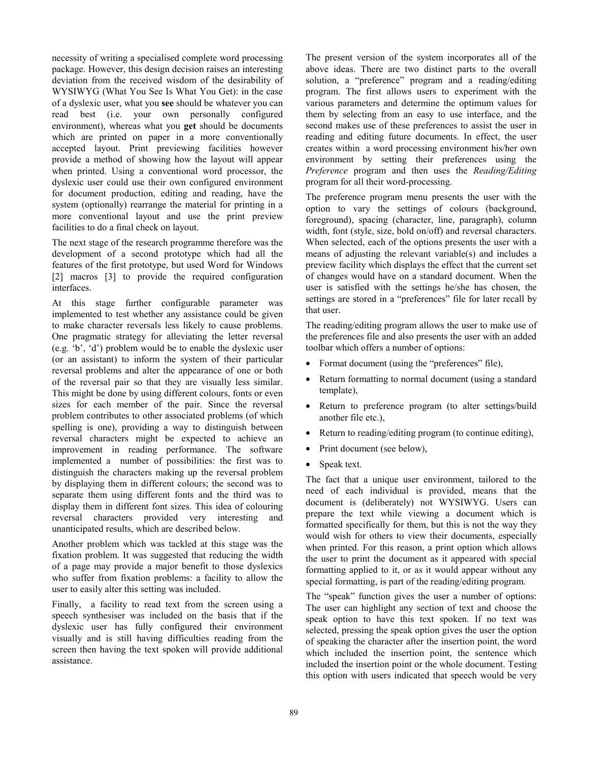necessity of writing a specialised complete word processing package. However, this design decision raises an interesting deviation from the received wisdom of the desirability of WYSIWYG (What You See Is What You Get): in the case of a dyslexic user, what you **see** should be whatever you can read best (i.e. your own personally configured environment), whereas what you **get** should be documents which are printed on paper in a more conventionally accepted layout. Print previewing facilities however provide a method of showing how the layout will appear when printed. Using a conventional word processor, the dyslexic user could use their own configured environment for document production, editing and reading, have the system (optionally) rearrange the material for printing in a more conventional layout and use the print preview facilities to do a final check on layout.

The next stage of the research programme therefore was the development of a second prototype which had all the features of the first prototype, but used Word for Windows [2] macros [3] to provide the required configuration interfaces.

At this stage further configurable parameter was implemented to test whether any assistance could be given to make character reversals less likely to cause problems. One pragmatic strategy for alleviating the letter reversal (e.g. 'b', 'd') problem would be to enable the dyslexic user (or an assistant) to inform the system of their particular reversal problems and alter the appearance of one or both of the reversal pair so that they are visually less similar. This might be done by using different colours, fonts or even sizes for each member of the pair. Since the reversal problem contributes to other associated problems (of which spelling is one), providing a way to distinguish between reversal characters might be expected to achieve an improvement in reading performance. The software implemented a number of possibilities: the first was to distinguish the characters making up the reversal problem by displaying them in different colours; the second was to separate them using different fonts and the third was to display them in different font sizes. This idea of colouring reversal characters provided very interesting and unanticipated results, which are described below.

Another problem which was tackled at this stage was the fixation problem. It was suggested that reducing the width of a page may provide a major benefit to those dyslexics who suffer from fixation problems: a facility to allow the user to easily alter this setting was included.

Finally, a facility to read text from the screen using a speech synthesiser was included on the basis that if the dyslexic user has fully configured their environment visually and is still having difficulties reading from the screen then having the text spoken will provide additional assistance.

The present version of the system incorporates all of the above ideas. There are two distinct parts to the overall solution, a "preference" program and a reading/editing program. The first allows users to experiment with the various parameters and determine the optimum values for them by selecting from an easy to use interface, and the second makes use of these preferences to assist the user in reading and editing future documents. In effect, the user creates within a word processing environment his/her own environment by setting their preferences using the *Preference* program and then uses the *Reading/Editing* program for all their word-processing.

The preference program menu presents the user with the option to vary the settings of colours (background, foreground), spacing (character, line, paragraph), column width, font (style, size, bold on/off) and reversal characters. When selected, each of the options presents the user with a means of adjusting the relevant variable(s) and includes a preview facility which displays the effect that the current set of changes would have on a standard document. When the user is satisfied with the settings he/she has chosen, the settings are stored in a "preferences" file for later recall by that user.

The reading/editing program allows the user to make use of the preferences file and also presents the user with an added toolbar which offers a number of options:

- Format document (using the "preferences" file),
- Return formatting to normal document (using a standard template),
- Return to preference program (to alter settings/build another file etc.),
- Return to reading/editing program (to continue editing),
- Print document (see below),
- Speak text.

The fact that a unique user environment, tailored to the need of each individual is provided, means that the document is (deliberately) not WYSIWYG. Users can prepare the text while viewing a document which is formatted specifically for them, but this is not the way they would wish for others to view their documents, especially when printed. For this reason, a print option which allows the user to print the document as it appeared with special formatting applied to it, or as it would appear without any special formatting, is part of the reading/editing program.

The "speak" function gives the user a number of options: The user can highlight any section of text and choose the speak option to have this text spoken. If no text was selected, pressing the speak option gives the user the option of speaking the character after the insertion point, the word which included the insertion point, the sentence which included the insertion point or the whole document. Testing this option with users indicated that speech would be very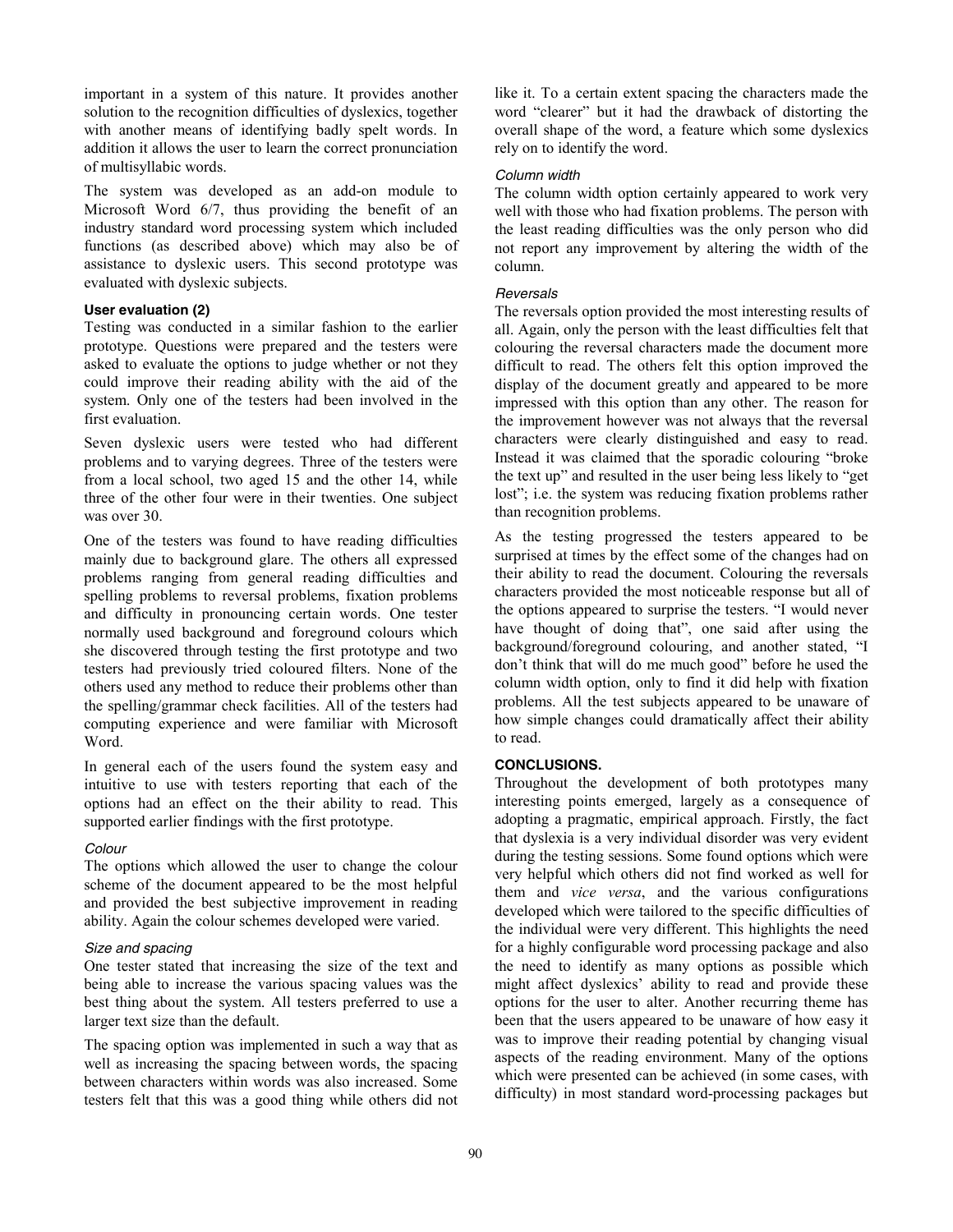important in a system of this nature. It provides another solution to the recognition difficulties of dyslexics, together with another means of identifying badly spelt words. In addition it allows the user to learn the correct pronunciation of multisyllabic words.

The system was developed as an add-on module to Microsoft Word 6/7, thus providing the benefit of an industry standard word processing system which included functions (as described above) which may also be of assistance to dyslexic users. This second prototype was evaluated with dyslexic subjects.

### User evaluation (2)

Testing was conducted in a similar fashion to the earlier prototype. Questions were prepared and the testers were asked to evaluate the options to judge whether or not they could improve their reading ability with the aid of the system. Only one of the testers had been involved in the first evaluation.

Seven dyslexic users were tested who had different problems and to varying degrees. Three of the testers were from a local school, two aged 15 and the other 14, while three of the other four were in their twenties. One subject was over 30.

One of the testers was found to have reading difficulties mainly due to background glare. The others all expressed problems ranging from general reading difficulties and spelling problems to reversal problems, fixation problems and difficulty in pronouncing certain words. One tester normally used background and foreground colours which she discovered through testing the first prototype and two testers had previously tried coloured filters. None of the others used any method to reduce their problems other than the spelling/grammar check facilities. All of the testers had computing experience and were familiar with Microsoft Word.

In general each of the users found the system easy and intuitive to use with testers reporting that each of the options had an effect on the their ability to read. This supported earlier findings with the first prototype.

#### *Colour*

The options which allowed the user to change the colour scheme of the document appeared to be the most helpful and provided the best subjective improvement in reading ability. Again the colour schemes developed were varied.

#### *Size and spacing*

One tester stated that increasing the size of the text and being able to increase the various spacing values was the best thing about the system. All testers preferred to use a larger text size than the default.

The spacing option was implemented in such a way that as well as increasing the spacing between words, the spacing between characters within words was also increased. Some testers felt that this was a good thing while others did not like it. To a certain extent spacing the characters made the word "clearer" but it had the drawback of distorting the overall shape of the word, a feature which some dyslexics rely on to identify the word.

#### *Column width*

The column width option certainly appeared to work very well with those who had fixation problems. The person with the least reading difficulties was the only person who did not report any improvement by altering the width of the column.

#### *Reversals*

The reversals option provided the most interesting results of all. Again, only the person with the least difficulties felt that colouring the reversal characters made the document more difficult to read. The others felt this option improved the display of the document greatly and appeared to be more impressed with this option than any other. The reason for the improvement however was not always that the reversal characters were clearly distinguished and easy to read. Instead it was claimed that the sporadic colouring "broke the text up" and resulted in the user being less likely to "get lost"; i.e. the system was reducing fixation problems rather than recognition problems.

As the testing progressed the testers appeared to be surprised at times by the effect some of the changes had on their ability to read the document. Colouring the reversals characters provided the most noticeable response but all of the options appeared to surprise the testers. "I would never have thought of doing that", one said after using the background/foreground colouring, and another stated, "I don't think that will do me much good" before he used the column width option, only to find it did help with fixation problems. All the test subjects appeared to be unaware of how simple changes could dramatically affect their ability to read.

## CONCLUSIONS.

Throughout the development of both prototypes many interesting points emerged, largely as a consequence of adopting a pragmatic, empirical approach. Firstly, the fact that dyslexia is a very individual disorder was very evident during the testing sessions. Some found options which were very helpful which others did not find worked as well for them and *vice versa*, and the various configurations developed which were tailored to the specific difficulties of the individual were very different. This highlights the need for a highly configurable word processing package and also the need to identify as many options as possible which might affect dyslexics' ability to read and provide these options for the user to alter. Another recurring theme has been that the users appeared to be unaware of how easy it was to improve their reading potential by changing visual aspects of the reading environment. Many of the options which were presented can be achieved (in some cases, with difficulty) in most standard word-processing packages but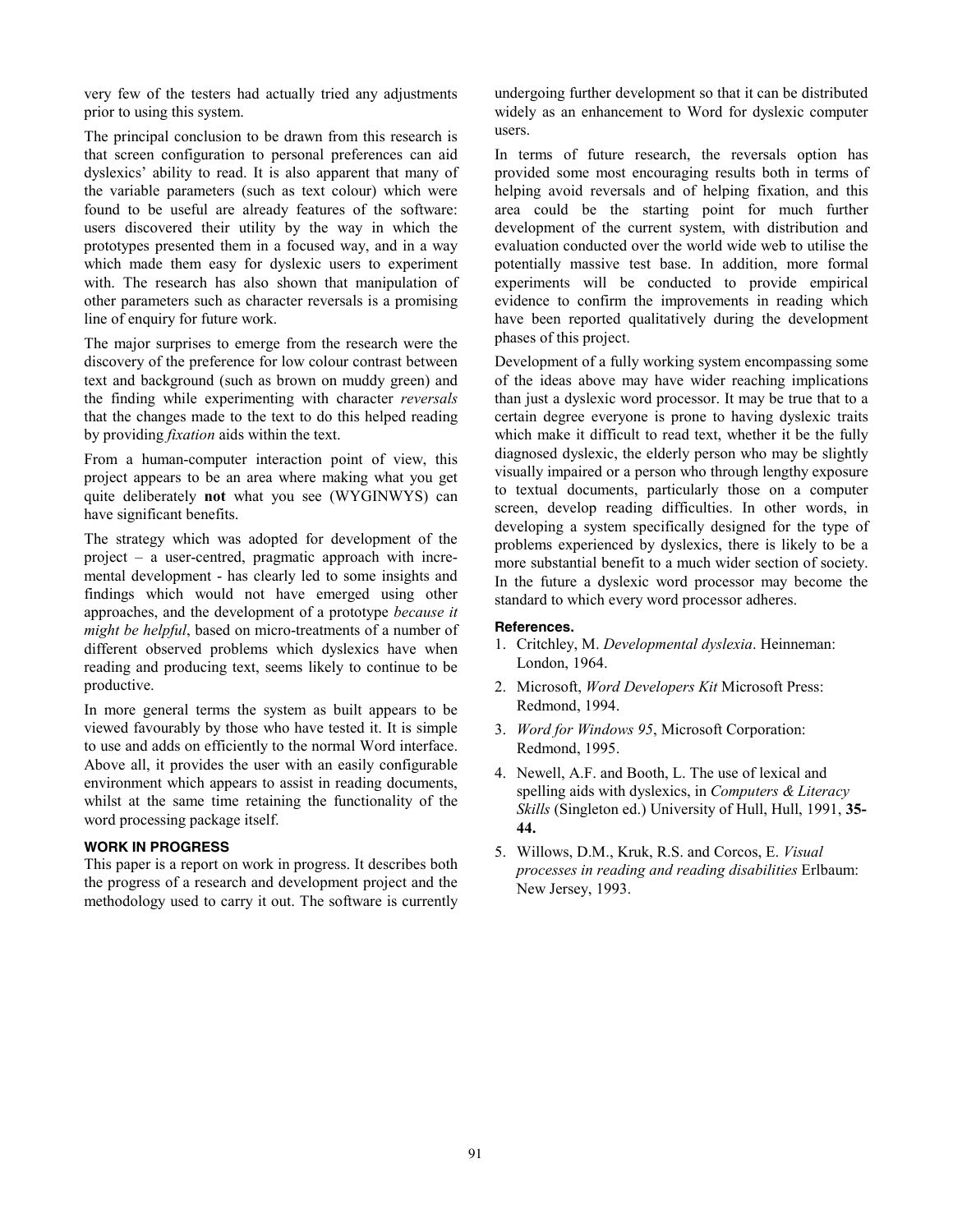very few of the testers had actually tried any adjustments prior to using this system.

The principal conclusion to be drawn from this research is that screen configuration to personal preferences can aid dyslexics' ability to read. It is also apparent that many of the variable parameters (such as text colour) which were found to be useful are already features of the software: users discovered their utility by the way in which the prototypes presented them in a focused way, and in a way which made them easy for dyslexic users to experiment with. The research has also shown that manipulation of other parameters such as character reversals is a promising line of enquiry for future work.

The major surprises to emerge from the research were the discovery of the preference for low colour contrast between text and background (such as brown on muddy green) and the finding while experimenting with character *reversals* that the changes made to the text to do this helped reading by providing *fixation* aids within the text.

From a human-computer interaction point of view, this project appears to be an area where making what you get quite deliberately **not** what you see (WYGINWYS) can have significant benefits.

The strategy which was adopted for development of the project – a user-centred, pragmatic approach with incremental development - has clearly led to some insights and findings which would not have emerged using other approaches, and the development of a prototype *because it might be helpful*, based on micro-treatments of a number of different observed problems which dyslexics have when reading and producing text, seems likely to continue to be productive.

In more general terms the system as built appears to be viewed favourably by those who have tested it. It is simple to use and adds on efficiently to the normal Word interface. Above all, it provides the user with an easily configurable environment which appears to assist in reading documents, whilst at the same time retaining the functionality of the word processing package itself.

## WORK IN PROGRESS

This paper is a report on work in progress. It describes both the progress of a research and development project and the methodology used to carry it out. The software is currently undergoing further development so that it can be distributed widely as an enhancement to Word for dyslexic computer users.

In terms of future research, the reversals option has provided some most encouraging results both in terms of helping avoid reversals and of helping fixation, and this area could be the starting point for much further development of the current system, with distribution and evaluation conducted over the world wide web to utilise the potentially massive test base. In addition, more formal experiments will be conducted to provide empirical evidence to confirm the improvements in reading which have been reported qualitatively during the development phases of this project.

Development of a fully working system encompassing some of the ideas above may have wider reaching implications than just a dyslexic word processor. It may be true that to a certain degree everyone is prone to having dyslexic traits which make it difficult to read text, whether it be the fully diagnosed dyslexic, the elderly person who may be slightly visually impaired or a person who through lengthy exposure to textual documents, particularly those on a computer screen, develop reading difficulties. In other words, in developing a system specifically designed for the type of problems experienced by dyslexics, there is likely to be a more substantial benefit to a much wider section of society. In the future a dyslexic word processor may become the standard to which every word processor adheres.

## References.

1. Critchley, M. *Developmental dyslexia*. Heinneman: London, 1964.
2. Microsoft, *Word Developers Kit* Microsoft Press: Redmond, 1994.
3. *Word for Windows 95*, Microsoft Corporation: Redmond, 1995.
4. Newell, A.F. and Booth, L. The use of lexical and spelling aids with dyslexics, in *Computers & Literacy Skills* (Singleton ed.) University of Hull, Hull, 1991, **35-44.**
5. Willows, D.M., Kruk, R.S. and Corcos, E. *Visual processes in reading and reading disabilities* Erlbaum: New Jersey, 1993.